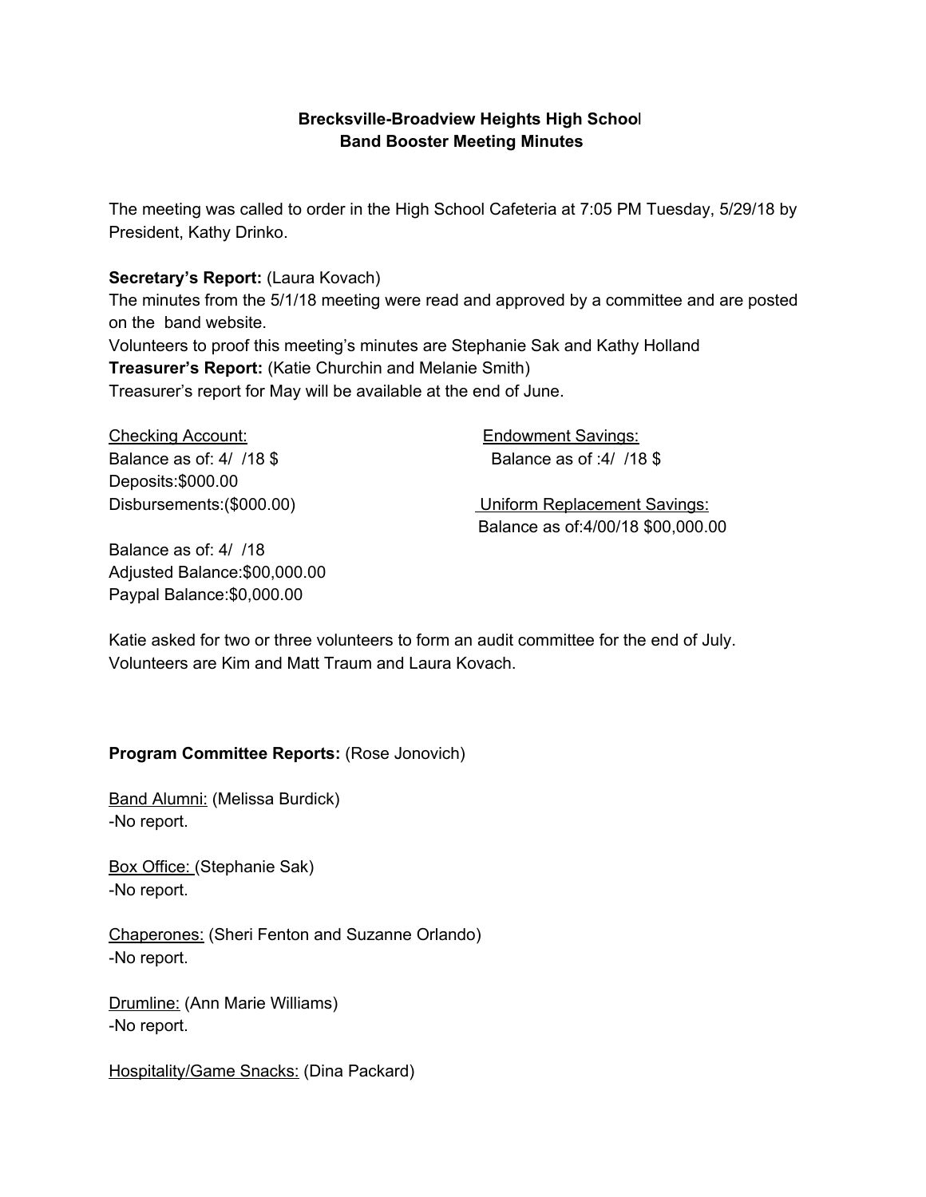**Brecksville-Broadview Heights High School**
**Band Booster Meeting Minutes**

The meeting was called to order in the High School Cafeteria at 7:05 PM Tuesday, 5/29/18 by President, Kathy Drinko.

**Secretary's Report:** (Laura Kovach)
The minutes from the 5/1/18 meeting were read and approved by a committee and are posted on the band website.
Volunteers to proof this meeting's minutes are Stephanie Sak and Kathy Holland
**Treasurer's Report:** (Katie Churchin and Melanie Smith)
Treasurer's report for May will be available at the end of June.

Checking Account:
Balance as of: 4/ /18 $
Deposits:$000.00
Disbursements:($000.00)

Balance as of: 4/ /18
Adjusted Balance:$00,000.00
Paypal Balance:$0,000.00

Endowment Savings:
Balance as of :4/ /18 $

Uniform Replacement Savings:
Balance as of:4/00/18 $00,000.00

Katie asked for two or three volunteers to form an audit committee for the end of July. Volunteers are Kim and Matt Traum and Laura Kovach.

**Program Committee Reports:** (Rose Jonovich)

Band Alumni: (Melissa Burdick)
-No report.

Box Office: (Stephanie Sak)
-No report.

Chaperones: (Sheri Fenton and Suzanne Orlando)
-No report.

Drumline: (Ann Marie Williams)
-No report.

Hospitality/Game Snacks: (Dina Packard)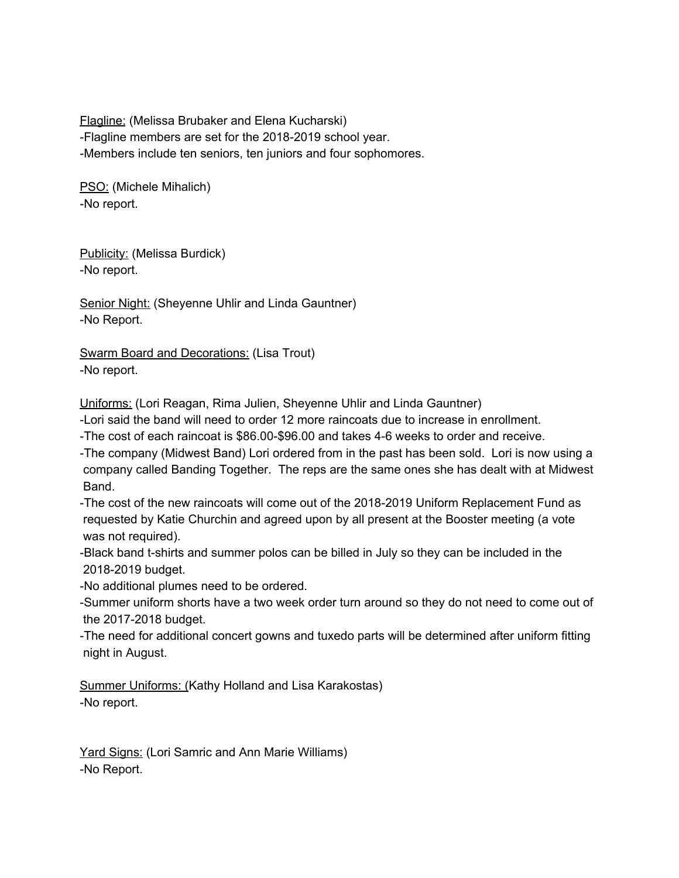Flagline: (Melissa Brubaker and Elena Kucharski)
-Flagline members are set for the 2018-2019 school year.
-Members include ten seniors, ten juniors and four sophomores.

PSO: (Michele Mihalich)
-No report.

Publicity: (Melissa Burdick)
-No report.

Senior Night: (Sheyenne Uhlir and Linda Gauntner)
-No Report.

Swarm Board and Decorations: (Lisa Trout)
-No report.

Uniforms: (Lori Reagan, Rima Julien, Sheyenne Uhlir and Linda Gauntner)
-Lori said the band will need to order 12 more raincoats due to increase in enrollment.
-The cost of each raincoat is $86.00-$96.00 and takes 4-6 weeks to order and receive.
-The company (Midwest Band) Lori ordered from in the past has been sold. Lori is now using a company called Banding Together. The reps are the same ones she has dealt with at Midwest Band.
-The cost of the new raincoats will come out of the 2018-2019 Uniform Replacement Fund as requested by Katie Churchin and agreed upon by all present at the Booster meeting (a vote was not required).
-Black band t-shirts and summer polos can be billed in July so they can be included in the 2018-2019 budget.
-No additional plumes need to be ordered.
-Summer uniform shorts have a two week order turn around so they do not need to come out of the 2017-2018 budget.
-The need for additional concert gowns and tuxedo parts will be determined after uniform fitting night in August.

Summer Uniforms: (Kathy Holland and Lisa Karakostas)
-No report.

Yard Signs: (Lori Samric and Ann Marie Williams)
-No Report.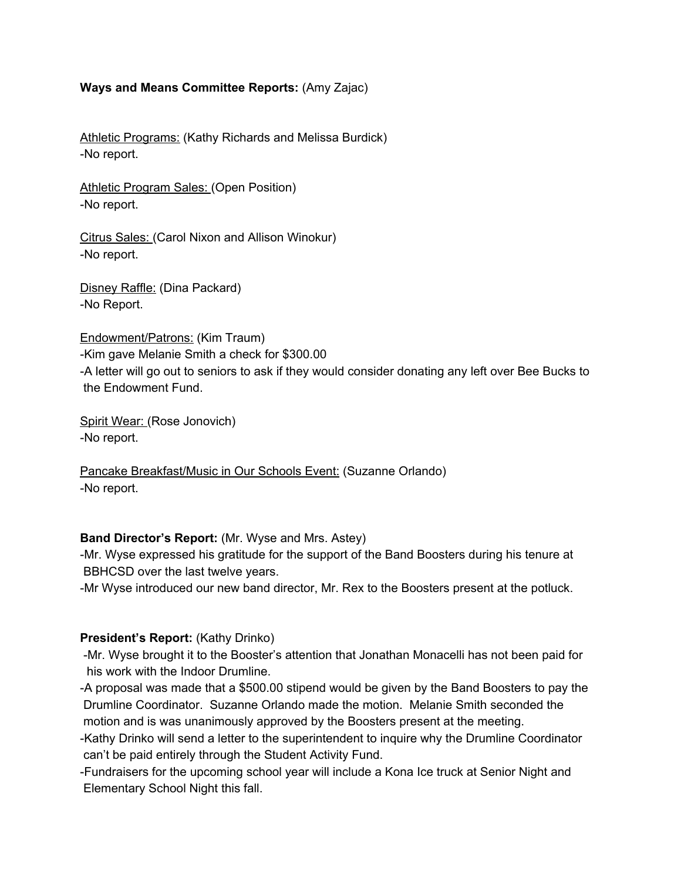**Ways and Means Committee Reports:** (Amy Zajac)

Athletic Programs: (Kathy Richards and Melissa Burdick)
-No report.

Athletic Program Sales: (Open Position)
-No report.

Citrus Sales: (Carol Nixon and Allison Winokur)
-No report.

Disney Raffle: (Dina Packard)
-No Report.

Endowment/Patrons: (Kim Traum)
-Kim gave Melanie Smith a check for $300.00
-A letter will go out to seniors to ask if they would consider donating any left over Bee Bucks to the Endowment Fund.

Spirit Wear: (Rose Jonovich)
-No report.

Pancake Breakfast/Music in Our Schools Event: (Suzanne Orlando)
-No report.

**Band Director's Report:** (Mr. Wyse and Mrs. Astey)
-Mr. Wyse expressed his gratitude for the support of the Band Boosters during his tenure at BBHCSD over the last twelve years.
-Mr Wyse introduced our new band director, Mr. Rex to the Boosters present at the potluck.

**President's Report:** (Kathy Drinko)
-Mr. Wyse brought it to the Booster's attention that Jonathan Monacelli has not been paid for his work with the Indoor Drumline.
-A proposal was made that a $500.00 stipend would be given by the Band Boosters to pay the Drumline Coordinator. Suzanne Orlando made the motion. Melanie Smith seconded the motion and is was unanimously approved by the Boosters present at the meeting.
-Kathy Drinko will send a letter to the superintendent to inquire why the Drumline Coordinator can't be paid entirely through the Student Activity Fund.
-Fundraisers for the upcoming school year will include a Kona Ice truck at Senior Night and Elementary School Night this fall.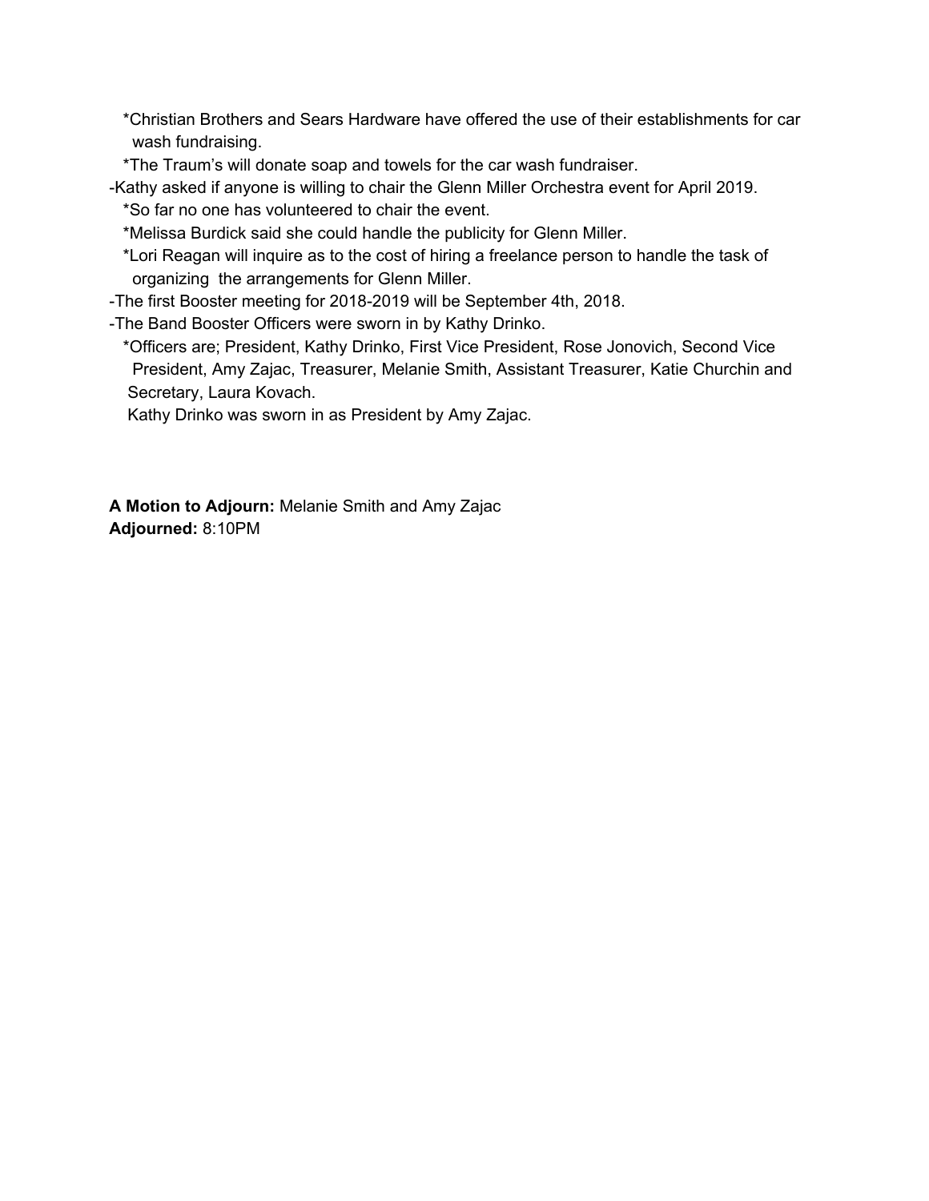*Christian Brothers and Sears Hardware have offered the use of their establishments for car wash fundraising.

*The Traum's will donate soap and towels for the car wash fundraiser.

-Kathy asked if anyone is willing to chair the Glenn Miller Orchestra event for April 2019.

*So far no one has volunteered to chair the event.

*Melissa Burdick said she could handle the publicity for Glenn Miller.

*Lori Reagan will inquire as to the cost of hiring a freelance person to handle the task of organizing the arrangements for Glenn Miller.

-The first Booster meeting for 2018-2019 will be September 4th, 2018.

-The Band Booster Officers were sworn in by Kathy Drinko.

*Officers are; President, Kathy Drinko, First Vice President, Rose Jonovich, Second Vice President, Amy Zajac, Treasurer, Melanie Smith, Assistant Treasurer, Katie Churchin and Secretary, Laura Kovach.

Kathy Drinko was sworn in as President by Amy Zajac.

**A Motion to Adjourn:** Melanie Smith and Amy Zajac
**Adjourned:** 8:10PM